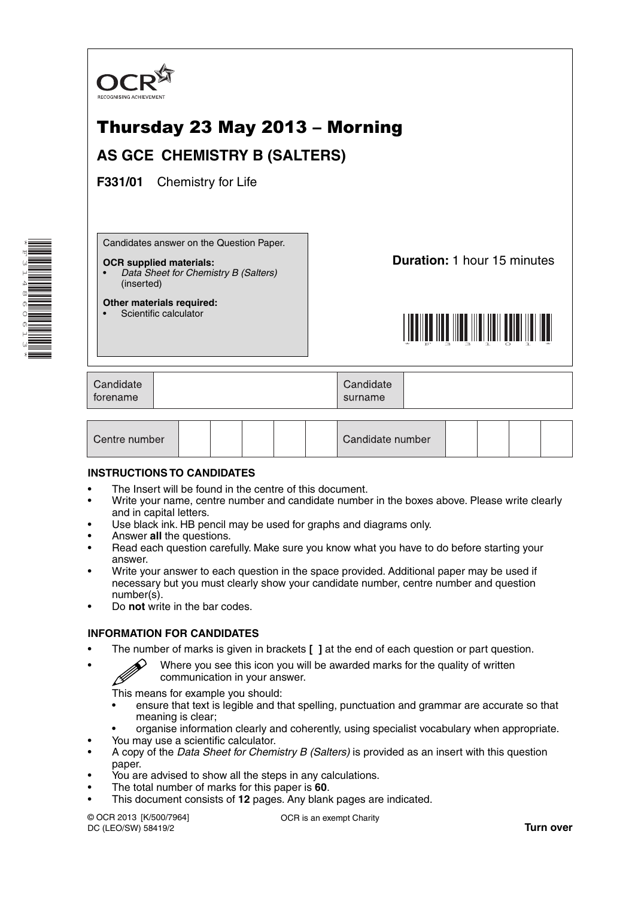OCR
RECOGNISING ACHIEVEMENT

# Thursday 23 May 2013 – Morning

## AS GCE CHEMISTRY B (SALTERS)

**F331/01** Chemistry for Life

Candidates answer on the Question Paper.

**OCR supplied materials:**
- *Data Sheet for Chemistry B (Salters)* (inserted)

**Other materials required:**
- Scientific calculator

**Duration:** 1 hour 15 minutes

| Candidate forename | | Candidate surname | |
|---|---|---|---|

| Centre number | | | | | | Candidate number | | | | |
|---|---|---|---|---|---|---|---|---|---|---|

### INSTRUCTIONS TO CANDIDATES

- The Insert will be found in the centre of this document.
- Write your name, centre number and candidate number in the boxes above. Please write clearly and in capital letters.
- Use black ink. HB pencil may be used for graphs and diagrams only.
- Answer **all** the questions.
- Read each question carefully. Make sure you know what you have to do before starting your answer.
- Write your answer to each question in the space provided. Additional paper may be used if necessary but you must clearly show your candidate number, centre number and question number(s).
- Do **not** write in the bar codes.

### INFORMATION FOR CANDIDATES

- The number of marks is given in brackets **[ ]** at the end of each question or part question.
- Where you see this icon you will be awarded marks for the quality of written communication in your answer.

  This means for example you should:
  - ensure that text is legible and that spelling, punctuation and grammar are accurate so that meaning is clear;
  - organise information clearly and coherently, using specialist vocabulary when appropriate.
- You may use a scientific calculator.
- A copy of the *Data Sheet for Chemistry B (Salters)* is provided as an insert with this question paper.
- You are advised to show all the steps in any calculations.
- The total number of marks for this paper is **60**.
- This document consists of **12** pages. Any blank pages are indicated.

© OCR 2013 [K/500/7964]
DC (LEO/SW) 58419/2

OCR is an exempt Charity

**Turn over**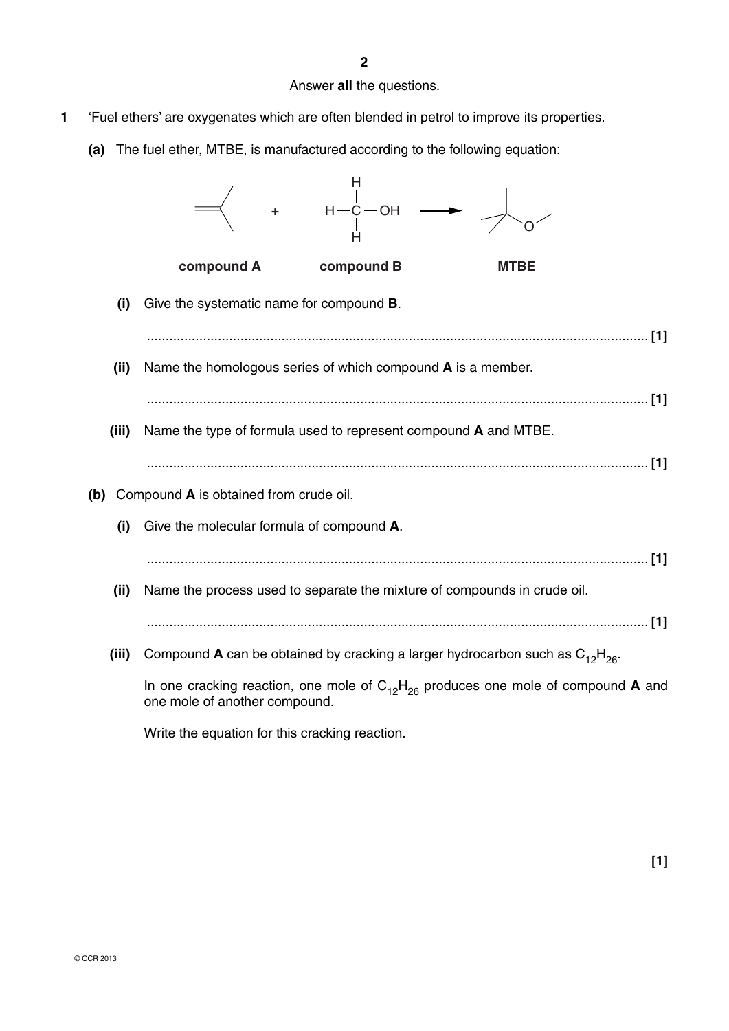Answer **all** the questions.

**1** 'Fuel ethers' are oxygenates which are often blended in petrol to improve its properties.

**(a)** The fuel ether, MTBE, is manufactured according to the following equation:

compound **A** + compound **B** ($H_3C{-}OH$) → **MTBE**

**(i)** Give the systematic name for compound **B**.

...................................................................................................................................... **[1]**

**(ii)** Name the homologous series of which compound **A** is a member.

...................................................................................................................................... **[1]**

**(iii)** Name the type of formula used to represent compound **A** and MTBE.

...................................................................................................................................... **[1]**

**(b)** Compound **A** is obtained from crude oil.

**(i)** Give the molecular formula of compound **A**.

...................................................................................................................................... **[1]**

**(ii)** Name the process used to separate the mixture of compounds in crude oil.

...................................................................................................................................... **[1]**

**(iii)** Compound **A** can be obtained by cracking a larger hydrocarbon such as $C_{12}H_{26}$.

In one cracking reaction, one mole of $C_{12}H_{26}$ produces one mole of compound **A** and one mole of another compound.

Write the equation for this cracking reaction.

**[1]**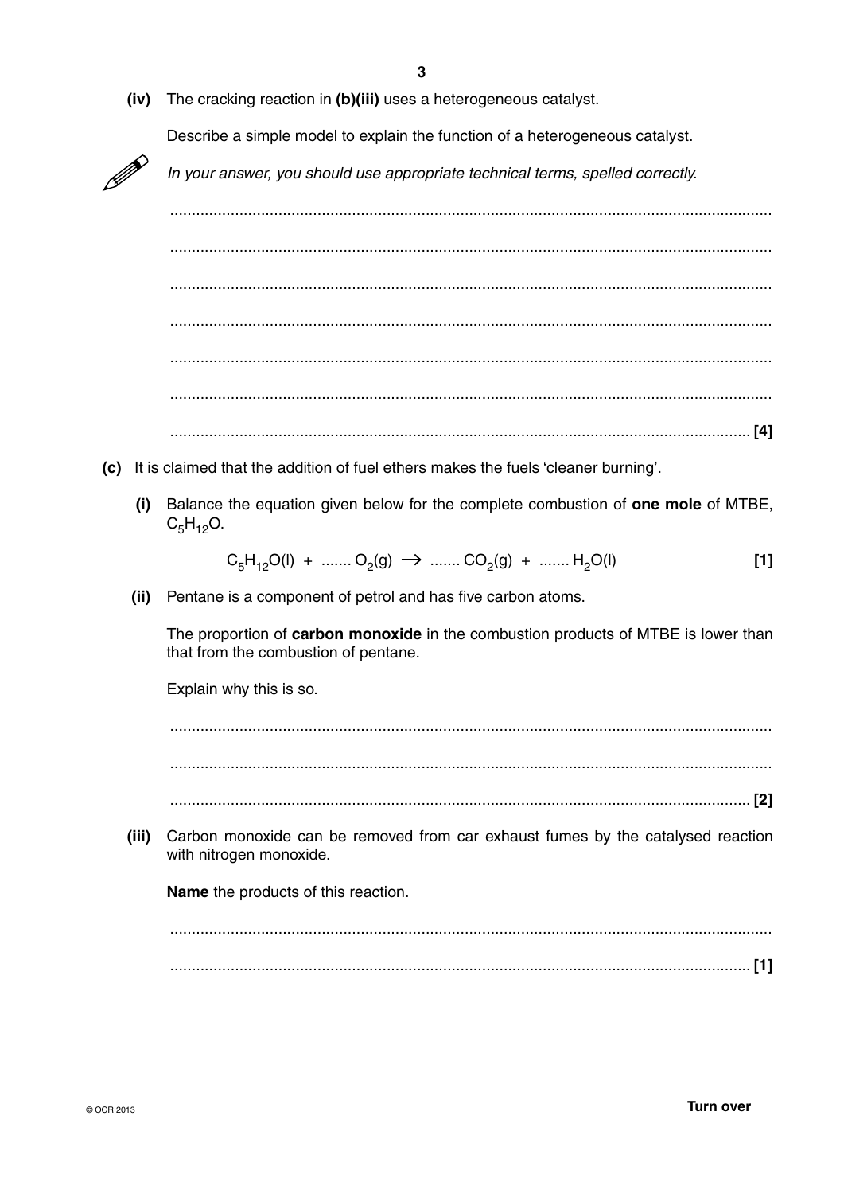**(iv)** The cracking reaction in **(b)(iii)** uses a heterogeneous catalyst.

Describe a simple model to explain the function of a heterogeneous catalyst.

*In your answer, you should use appropriate technical terms, spelled correctly.*

..........................................................................................................................................

..........................................................................................................................................

..........................................................................................................................................

..........................................................................................................................................

..........................................................................................................................................

..........................................................................................................................................

.................................................................................................................................... **[4]**

**(c)** It is claimed that the addition of fuel ethers makes the fuels 'cleaner burning'.

**(i)** Balance the equation given below for the complete combustion of **one mole** of MTBE, $C_5H_{12}O$.

$$C_5H_{12}O(l) \; + \; ....... \; O_2(g) \; \rightarrow \; ....... \; CO_2(g) \; + \; ....... \; H_2O(l)$$ **[1]**

**(ii)** Pentane is a component of petrol and has five carbon atoms.

The proportion of **carbon monoxide** in the combustion products of MTBE is lower than that from the combustion of pentane.

Explain why this is so.

..........................................................................................................................................

..........................................................................................................................................

.................................................................................................................................... **[2]**

**(iii)** Carbon monoxide can be removed from car exhaust fumes by the catalysed reaction with nitrogen monoxide.

**Name** the products of this reaction.

..........................................................................................................................................

.................................................................................................................................... **[1]**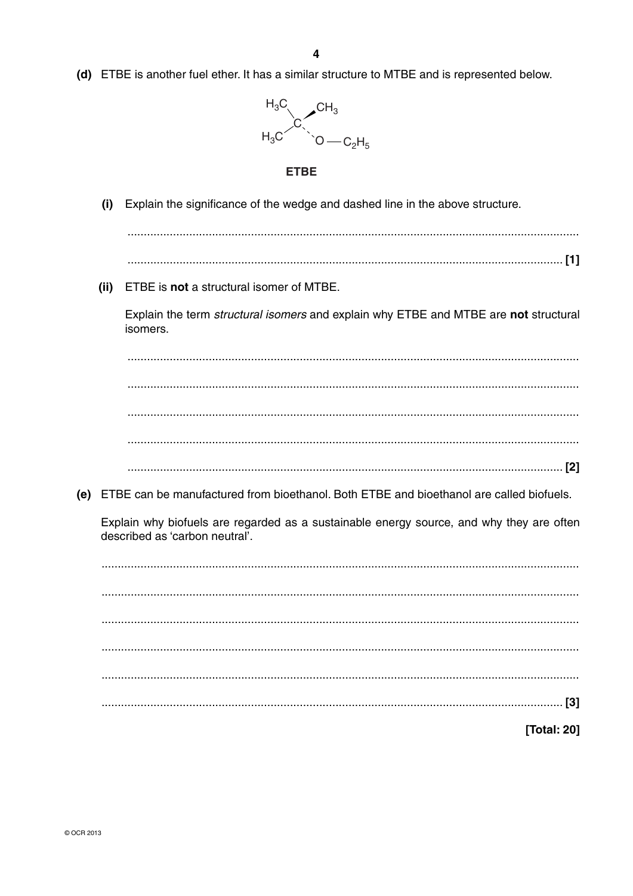**(d)** ETBE is another fuel ether. It has a similar structure to MTBE and is represented below.

$$\begin{array}{c} H_3C \quad CH_3 \\ \diagdown \; \blacktriangleleft \\ C \\ \diagup \;\; \cdot\cdot \\ H_3C \qquad O - C_2H_5 \end{array}$$

**ETBE**

**(i)** Explain the significance of the wedge and dashed line in the above structure.

..................................................................................................................................

.................................................................................................................................. **[1]**

**(ii)** ETBE is **not** a structural isomer of MTBE.

Explain the term *structural isomers* and explain why ETBE and MTBE are **not** structural isomers.

..................................................................................................................................

..................................................................................................................................

..................................................................................................................................

..................................................................................................................................

.................................................................................................................................. **[2]**

**(e)** ETBE can be manufactured from bioethanol. Both ETBE and bioethanol are called biofuels.

Explain why biofuels are regarded as a sustainable energy source, and why they are often described as 'carbon neutral'.

..................................................................................................................................

..................................................................................................................................

..................................................................................................................................

..................................................................................................................................

..................................................................................................................................

.................................................................................................................................. **[3]**

**[Total: 20]**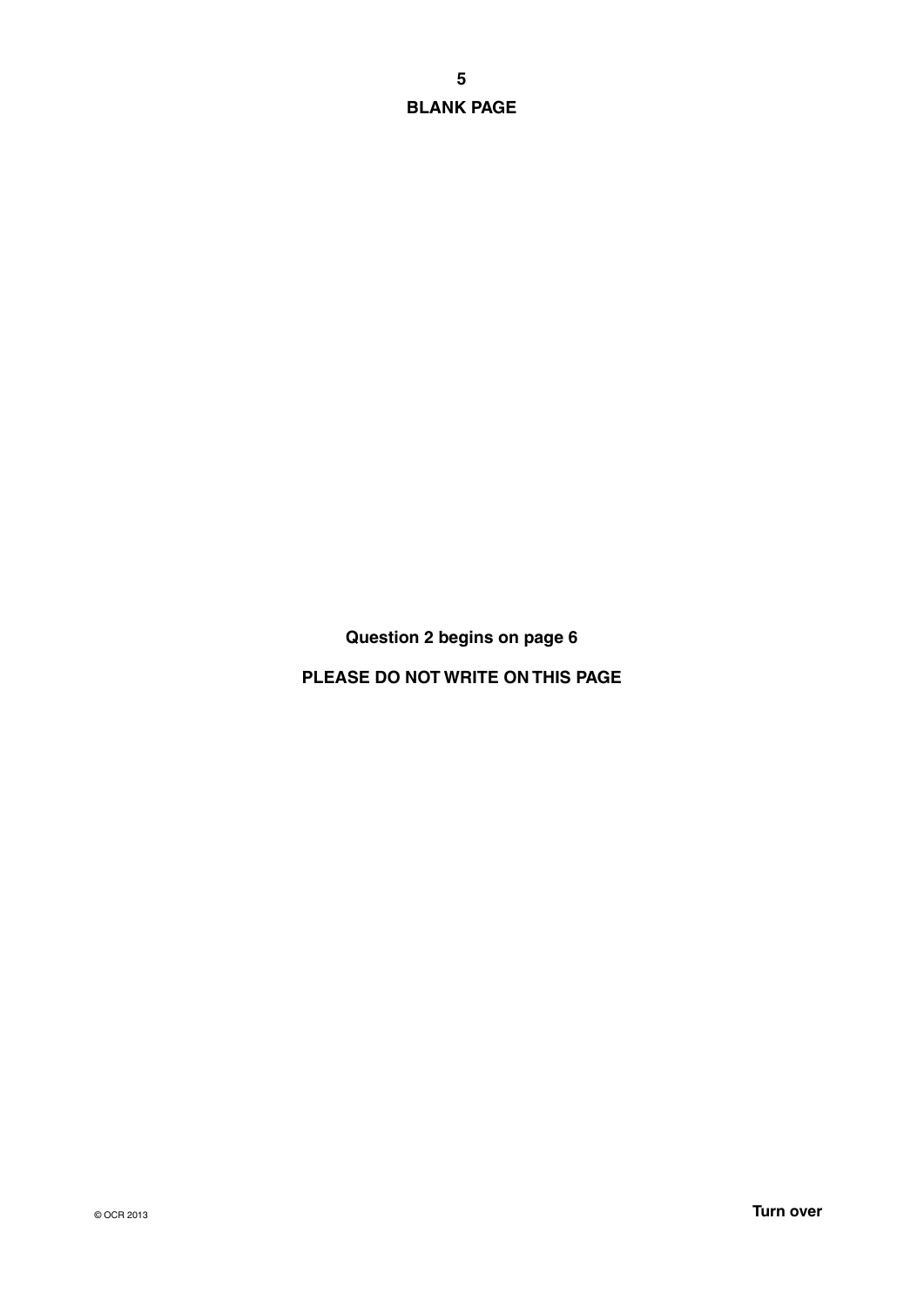**BLANK PAGE**

**Question 2 begins on page 6**

**PLEASE DO NOT WRITE ON THIS PAGE**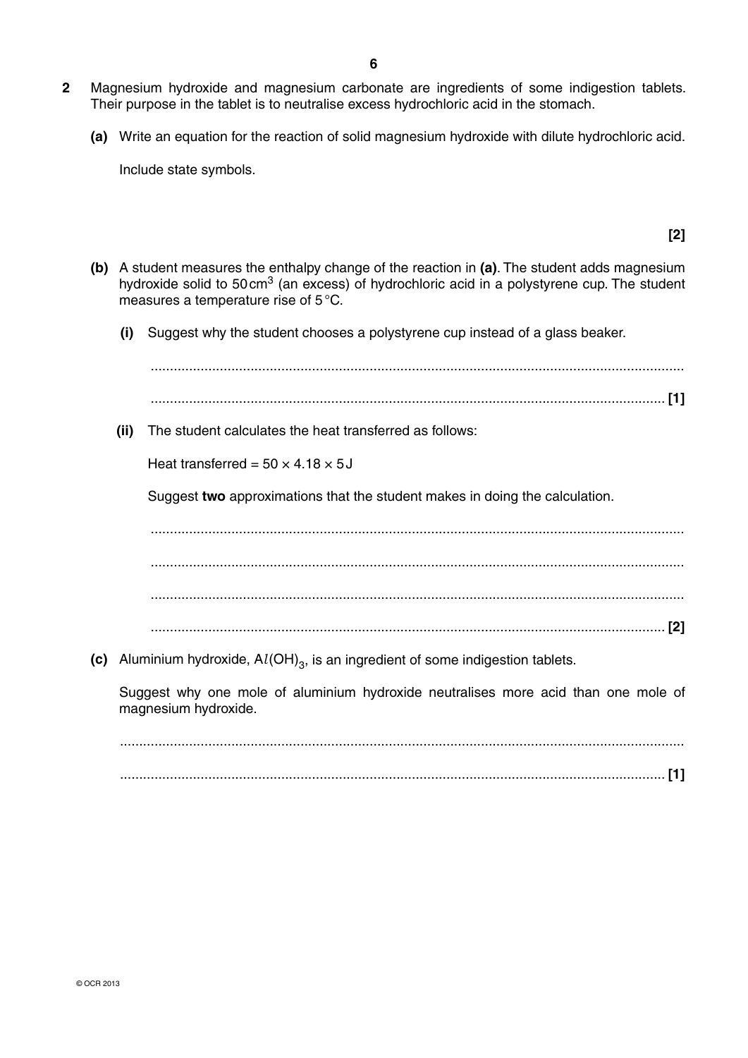**2** Magnesium hydroxide and magnesium carbonate are ingredients of some indigestion tablets. Their purpose in the tablet is to neutralise excess hydrochloric acid in the stomach.

**(a)** Write an equation for the reaction of solid magnesium hydroxide with dilute hydrochloric acid.

Include state symbols.

**[2]**

**(b)** A student measures the enthalpy change of the reaction in **(a)**. The student adds magnesium hydroxide solid to 50 $cm^3$ (an excess) of hydrochloric acid in a polystyrene cup. The student measures a temperature rise of 5 °C.

**(i)** Suggest why the student chooses a polystyrene cup instead of a glass beaker.

.......................................................................................................................................

....................................................................................................................................... **[1]**

**(ii)** The student calculates the heat transferred as follows:

Heat transferred = $50 \times 4.18 \times 5$ J

Suggest **two** approximations that the student makes in doing the calculation.

.......................................................................................................................................

.......................................................................................................................................

.......................................................................................................................................

....................................................................................................................................... **[2]**

**(c)** Aluminium hydroxide, $Al(OH)_3$, is an ingredient of some indigestion tablets.

Suggest why one mole of aluminium hydroxide neutralises more acid than one mole of magnesium hydroxide.

.......................................................................................................................................

....................................................................................................................................... **[1]**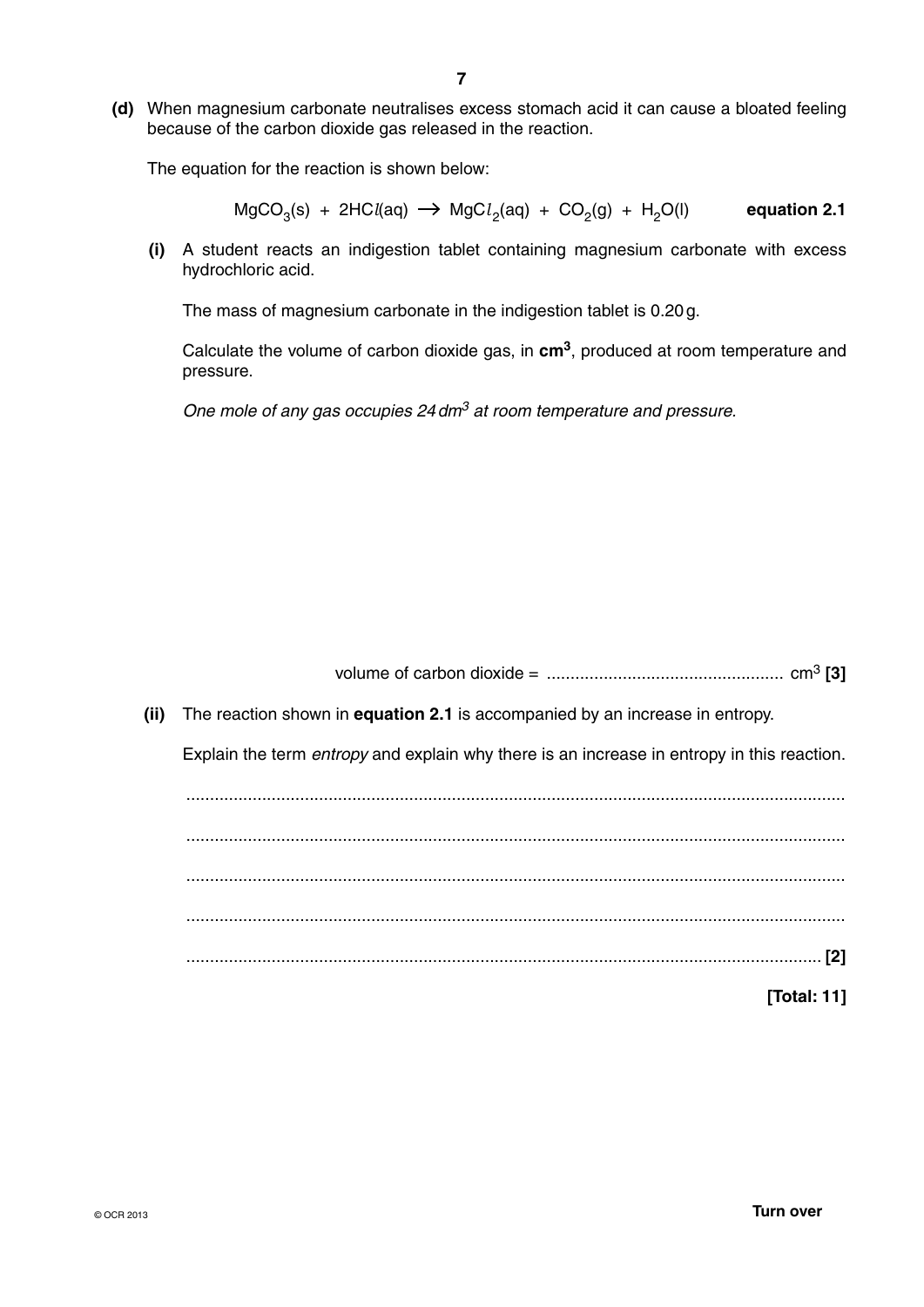**(d)** When magnesium carbonate neutralises excess stomach acid it can cause a bloated feeling because of the carbon dioxide gas released in the reaction.

The equation for the reaction is shown below:

$$MgCO_3(s) + 2HCl(aq) \rightarrow MgCl_2(aq) + CO_2(g) + H_2O(l) \qquad \textbf{equation 2.1}$$

**(i)** A student reacts an indigestion tablet containing magnesium carbonate with excess hydrochloric acid.

The mass of magnesium carbonate in the indigestion tablet is 0.20 g.

Calculate the volume of carbon dioxide gas, in **cm$^3$**, produced at room temperature and pressure.

*One mole of any gas occupies 24 dm$^3$ at room temperature and pressure.*

volume of carbon dioxide = .................................................. cm$^3$ **[3]**

**(ii)** The reaction shown in **equation 2.1** is accompanied by an increase in entropy.

Explain the term *entropy* and explain why there is an increase in entropy in this reaction.

...........................................................................................................................................

...........................................................................................................................................

...........................................................................................................................................

...........................................................................................................................................

...................................................................................................................................... **[2]**

**[Total: 11]**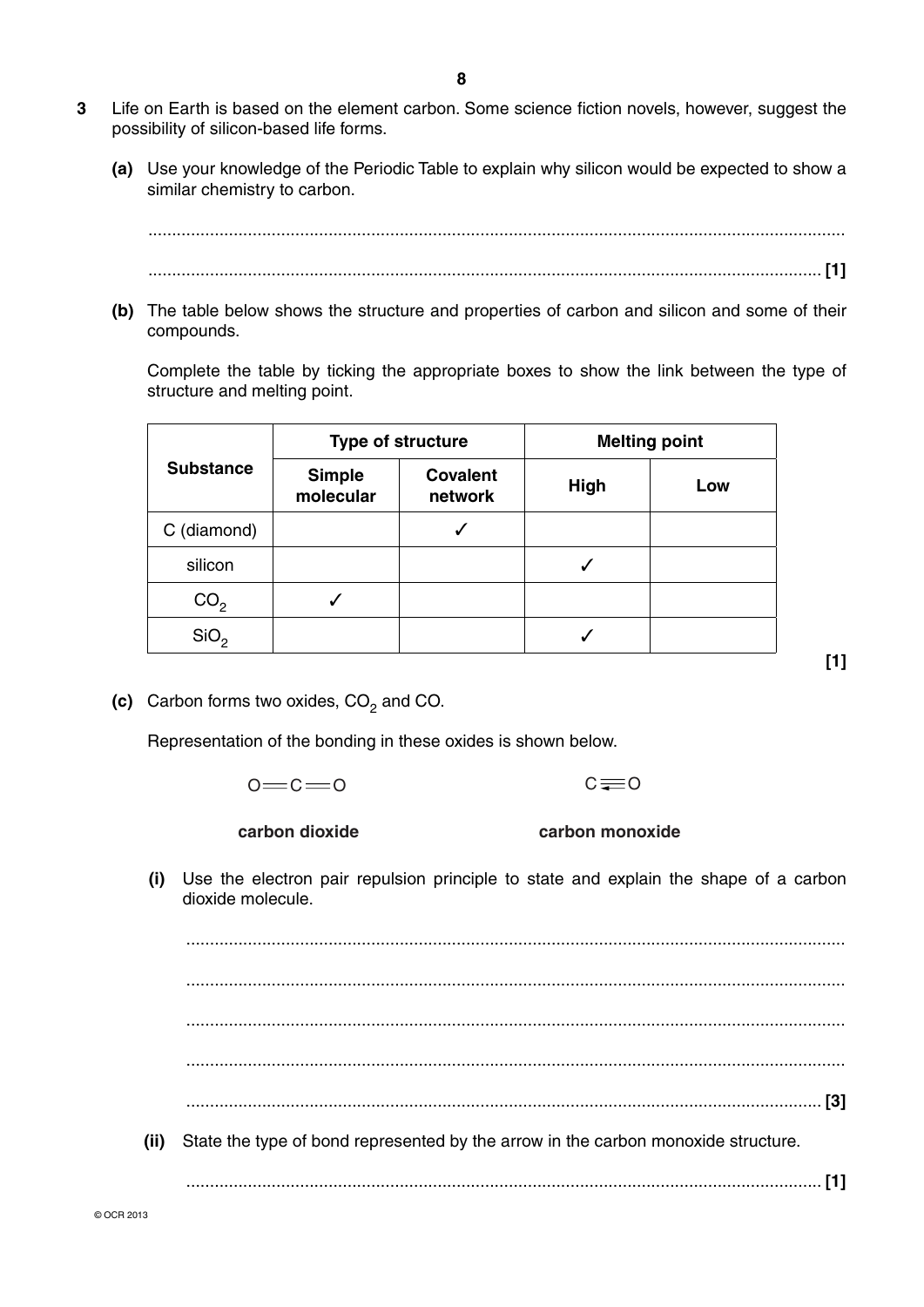**3** Life on Earth is based on the element carbon. Some science fiction novels, however, suggest the possibility of silicon-based life forms.

**(a)** Use your knowledge of the Periodic Table to explain why silicon would be expected to show a similar chemistry to carbon.

..........................................................................................................................................

.......................................................................................................................................... **[1]**

**(b)** The table below shows the structure and properties of carbon and silicon and some of their compounds.

Complete the table by ticking the appropriate boxes to show the link between the type of structure and melting point.

| **Substance** | **Type of structure** | | **Melting point** | |
|---|---|---|---|---|
| | **Simple molecular** | **Covalent network** | **High** | **Low** |
| C (diamond) | | ✓ | | |
| silicon | | | ✓ | |
| $CO_2$ | ✓ | | | |
| $SiO_2$ | | | ✓ | |

**[1]**

**(c)** Carbon forms two oxides, $CO_2$ and CO.

Representation of the bonding in these oxides is shown below.

O═C═O (**carbon dioxide**)

C≡O, with one of the three bonds drawn as an arrow (**carbon monoxide**)

**(i)** Use the electron pair repulsion principle to state and explain the shape of a carbon dioxide molecule.

..........................................................................................................................................

..........................................................................................................................................

..........................................................................................................................................

..........................................................................................................................................

.......................................................................................................................................... **[3]**

**(ii)** State the type of bond represented by the arrow in the carbon monoxide structure.

.......................................................................................................................................... **[1]**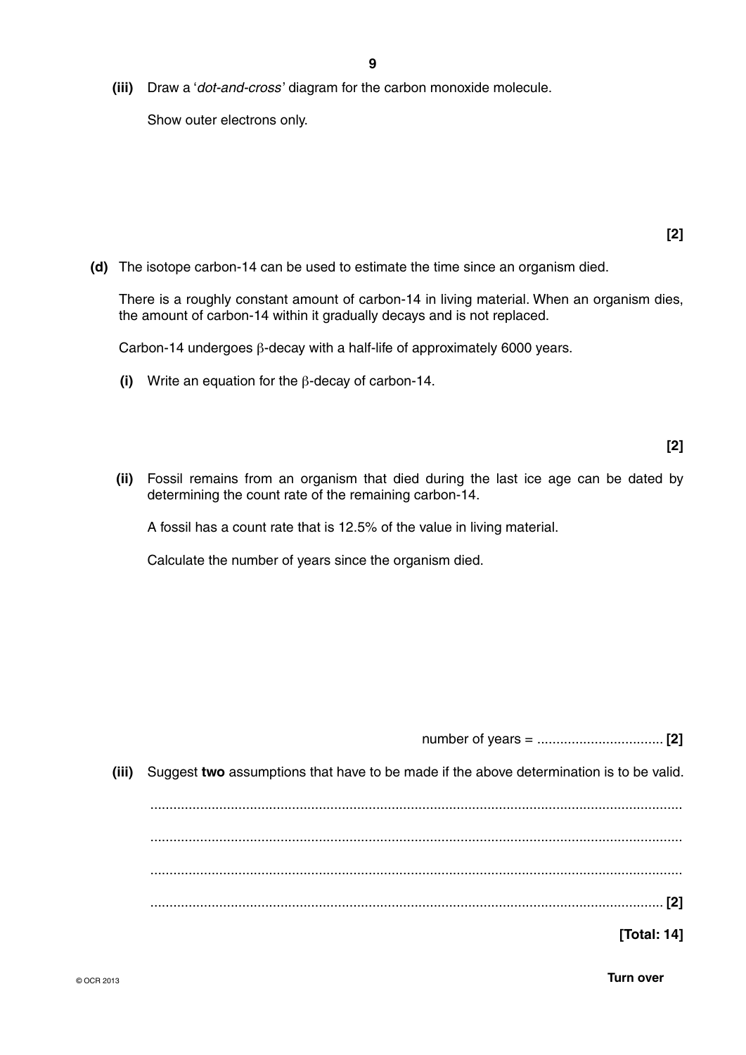(iii) Draw a '*dot-and-cross*' diagram for the carbon monoxide molecule.

Show outer electrons only.

**[2]**

**(d)** The isotope carbon-14 can be used to estimate the time since an organism died.

There is a roughly constant amount of carbon-14 in living material. When an organism dies, the amount of carbon-14 within it gradually decays and is not replaced.

Carbon-14 undergoes $\beta$-decay with a half-life of approximately 6000 years.

**(i)** Write an equation for the $\beta$-decay of carbon-14.

**[2]**

**(ii)** Fossil remains from an organism that died during the last ice age can be dated by determining the count rate of the remaining carbon-14.

A fossil has a count rate that is 12.5% of the value in living material.

Calculate the number of years since the organism died.

number of years = ................................. **[2]**

**(iii)** Suggest **two** assumptions that have to be made if the above determination is to be valid.

...........................................................................................................................................

...........................................................................................................................................

...........................................................................................................................................

...................................................................................................................................... **[2]**

**[Total: 14]**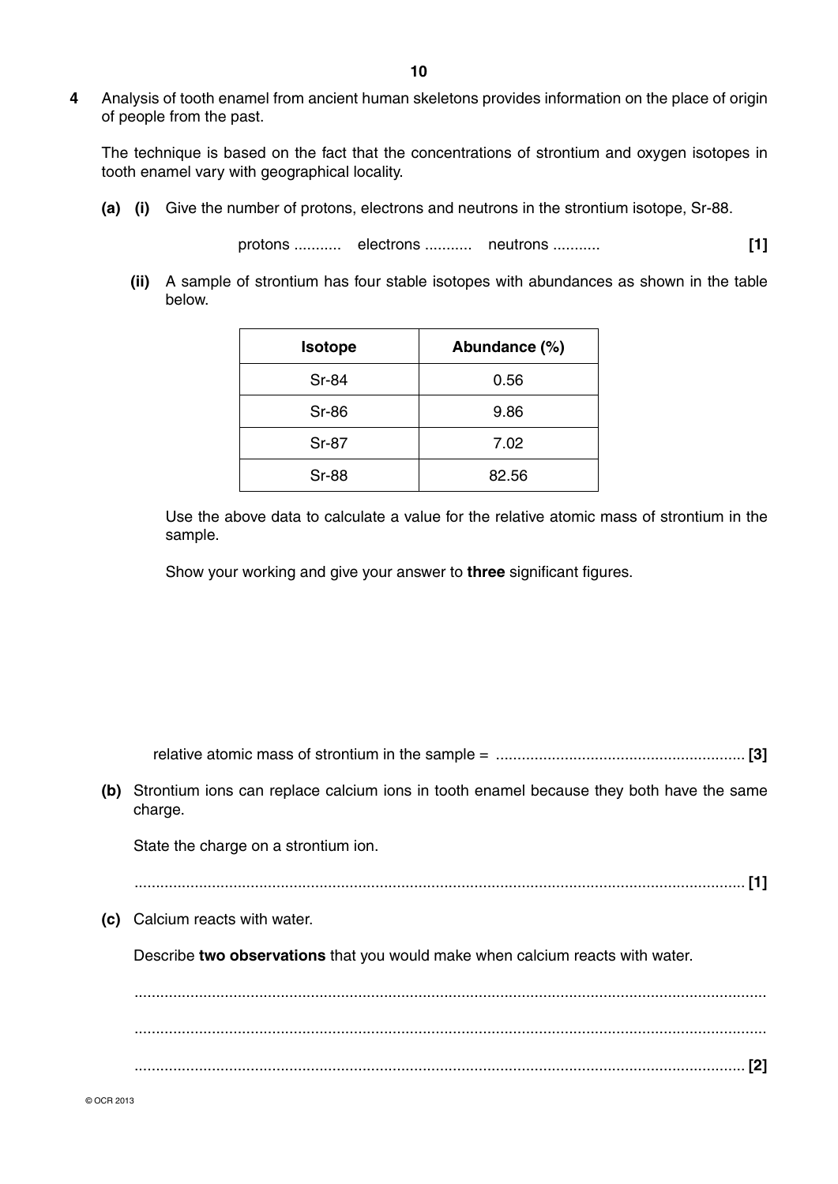**4** Analysis of tooth enamel from ancient human skeletons provides information on the place of origin of people from the past.

The technique is based on the fact that the concentrations of strontium and oxygen isotopes in tooth enamel vary with geographical locality.

**(a) (i)** Give the number of protons, electrons and neutrons in the strontium isotope, Sr-88.

protons ........... electrons ........... neutrons ........... **[1]**

**(ii)** A sample of strontium has four stable isotopes with abundances as shown in the table below.

| Isotope | Abundance (%) |
|---|---|
| Sr-84 | 0.56 |
| Sr-86 | 9.86 |
| Sr-87 | 7.02 |
| Sr-88 | 82.56 |

Use the above data to calculate a value for the relative atomic mass of strontium in the sample.

Show your working and give your answer to **three** significant figures.

relative atomic mass of strontium in the sample = .......................................................... **[3]**

**(b)** Strontium ions can replace calcium ions in tooth enamel because they both have the same charge.

State the charge on a strontium ion.

............................................................................................................................................. **[1]**

**(c)** Calcium reacts with water.

Describe **two observations** that you would make when calcium reacts with water.

.................................................................................................................................................

.................................................................................................................................................

............................................................................................................................................. **[2]**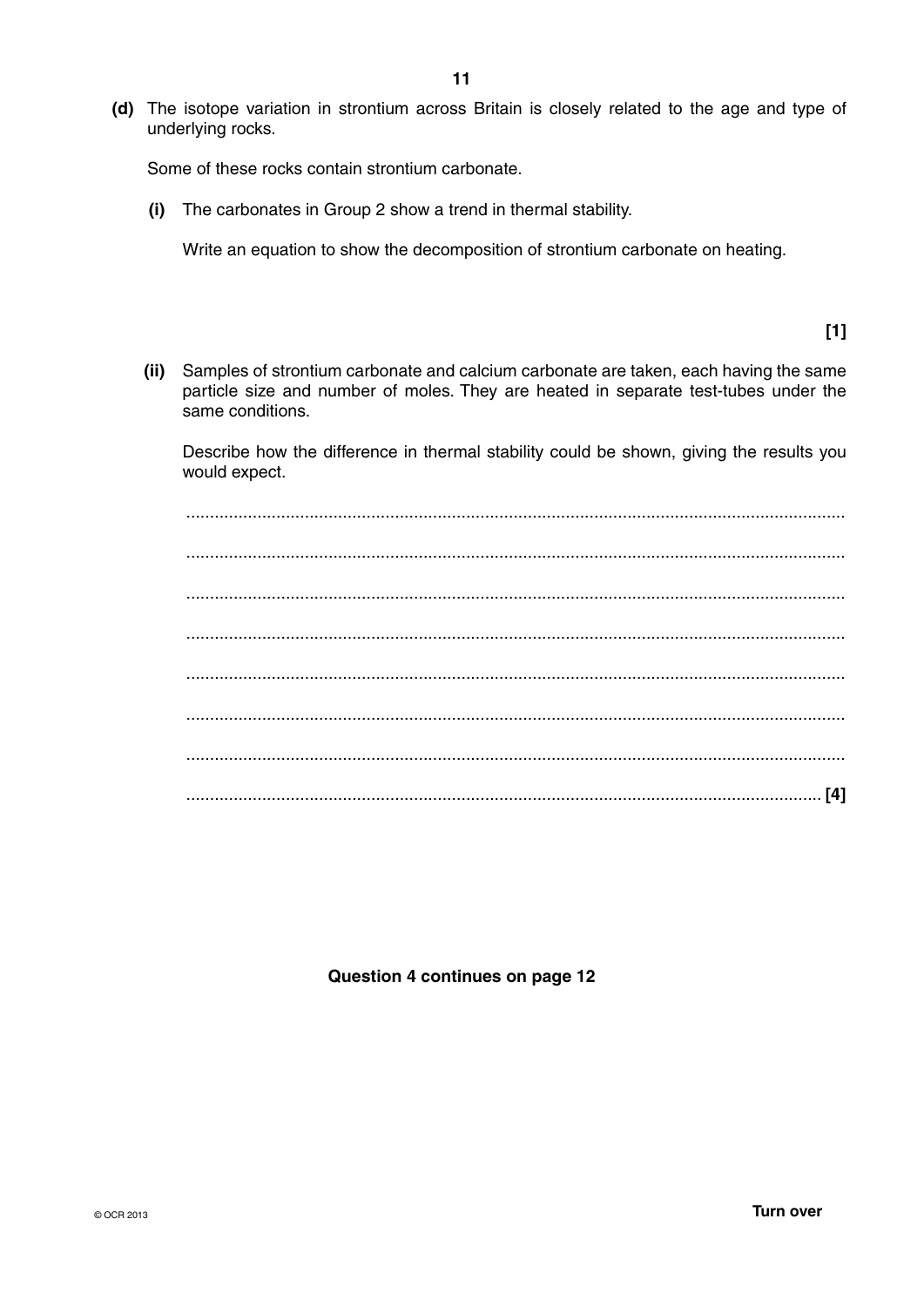**(d)** The isotope variation in strontium across Britain is closely related to the age and type of underlying rocks.

Some of these rocks contain strontium carbonate.

**(i)** The carbonates in Group 2 show a trend in thermal stability.

Write an equation to show the decomposition of strontium carbonate on heating.

**[1]**

**(ii)** Samples of strontium carbonate and calcium carbonate are taken, each having the same particle size and number of moles. They are heated in separate test-tubes under the same conditions.

Describe how the difference in thermal stability could be shown, giving the results you would expect.

..........................................................................................................................................

..........................................................................................................................................

..........................................................................................................................................

..........................................................................................................................................

..........................................................................................................................................

..........................................................................................................................................

..........................................................................................................................................

..................................................................................................................................... **[4]**

**Question 4 continues on page 12**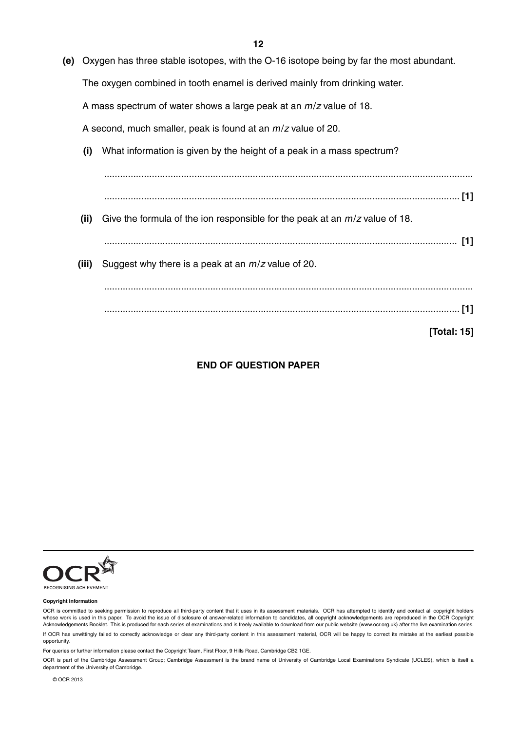**(e)** Oxygen has three stable isotopes, with the O-16 isotope being by far the most abundant.

The oxygen combined in tooth enamel is derived mainly from drinking water.

A mass spectrum of water shows a large peak at an $m/z$ value of 18.

A second, much smaller, peak is found at an $m/z$ value of 20.

**(i)** What information is given by the height of a peak in a mass spectrum?

........................................................................................................................................

........................................................................................................................................ **[1]**

**(ii)** Give the formula of the ion responsible for the peak at an $m/z$ value of 18.

........................................................................................................................................ **[1]**

**(iii)** Suggest why there is a peak at an $m/z$ value of 20.

........................................................................................................................................

........................................................................................................................................ **[1]**

**[Total: 15]**

**END OF QUESTION PAPER**

**Copyright Information**

OCR is committed to seeking permission to reproduce all third-party content that it uses in its assessment materials. OCR has attempted to identify and contact all copyright holders whose work is used in this paper. To avoid the issue of disclosure of answer-related information to candidates, all copyright acknowledgements are reproduced in the OCR Copyright Acknowledgements Booklet. This is produced for each series of examinations and is freely available to download from our public website (www.ocr.org.uk) after the live examination series.

If OCR has unwittingly failed to correctly acknowledge or clear any third-party content in this assessment material, OCR will be happy to correct its mistake at the earliest possible opportunity.

For queries or further information please contact the Copyright Team, First Floor, 9 Hills Road, Cambridge CB2 1GE.

OCR is part of the Cambridge Assessment Group; Cambridge Assessment is the brand name of University of Cambridge Local Examinations Syndicate (UCLES), which is itself a department of the University of Cambridge.

© OCR 2013